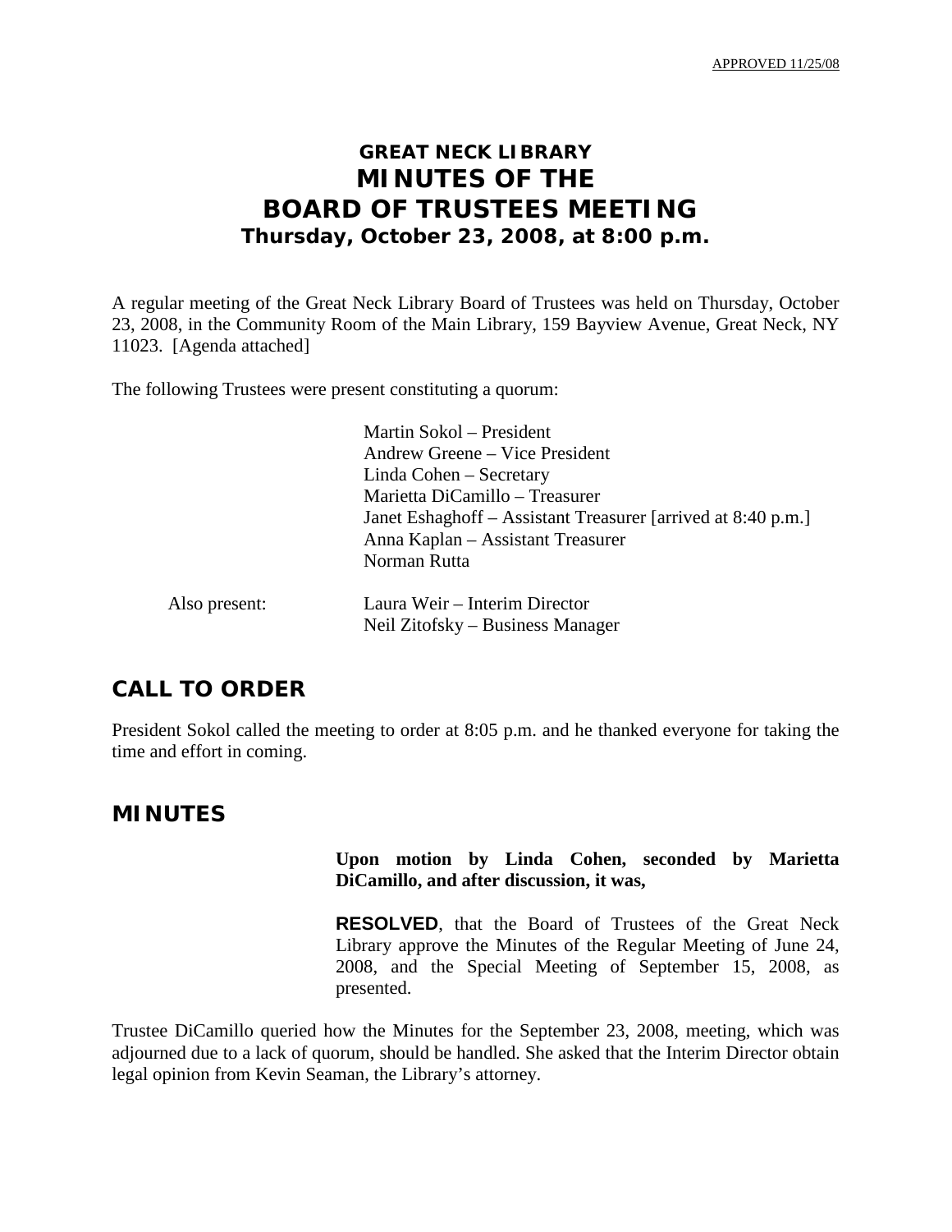APPROVED 11/25/08

# GREAT NECK LIBRARY
# MINUTES OF THE
# BOARD OF TRUSTEES MEETING
## Thursday, October 23, 2008, at 8:00 p.m.

A regular meeting of the Great Neck Library Board of Trustees was held on Thursday, October 23, 2008, in the Community Room of the Main Library, 159 Bayview Avenue, Great Neck, NY 11023. [Agenda attached]

The following Trustees were present constituting a quorum:

Martin Sokol – President
Andrew Greene – Vice President
Linda Cohen – Secretary
Marietta DiCamillo – Treasurer
Janet Eshaghoff – Assistant Treasurer [arrived at 8:40 p.m.]
Anna Kaplan – Assistant Treasurer
Norman Rutta

Also present:
Laura Weir – Interim Director
Neil Zitofsky – Business Manager

## CALL TO ORDER

President Sokol called the meeting to order at 8:05 p.m. and he thanked everyone for taking the time and effort in coming.

## MINUTES

**Upon motion by Linda Cohen, seconded by Marietta DiCamillo, and after discussion, it was,**

**RESOLVED**, that the Board of Trustees of the Great Neck Library approve the Minutes of the Regular Meeting of June 24, 2008, and the Special Meeting of September 15, 2008, as presented.

Trustee DiCamillo queried how the Minutes for the September 23, 2008, meeting, which was adjourned due to a lack of quorum, should be handled. She asked that the Interim Director obtain legal opinion from Kevin Seaman, the Library's attorney.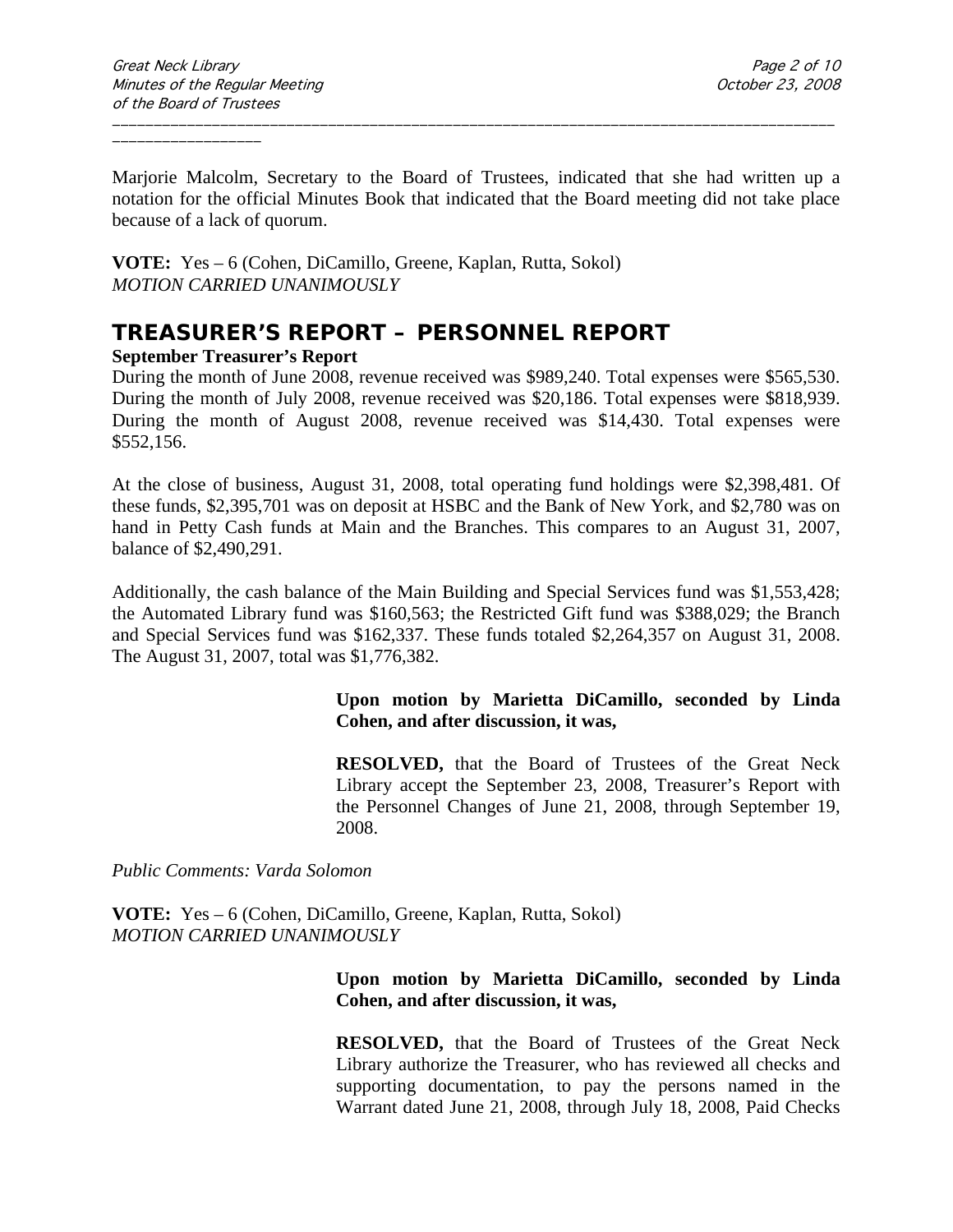Marjorie Malcolm, Secretary to the Board of Trustees, indicated that she had written up a notation for the official Minutes Book that indicated that the Board meeting did not take place because of a lack of quorum.

**VOTE:** Yes – 6 (Cohen, DiCamillo, Greene, Kaplan, Rutta, Sokol)
*MOTION CARRIED UNANIMOUSLY*

## TREASURER'S REPORT – PERSONNEL REPORT

**September Treasurer's Report**

During the month of June 2008, revenue received was $989,240. Total expenses were $565,530. During the month of July 2008, revenue received was $20,186. Total expenses were $818,939. During the month of August 2008, revenue received was $14,430. Total expenses were $552,156.

At the close of business, August 31, 2008, total operating fund holdings were $2,398,481. Of these funds, $2,395,701 was on deposit at HSBC and the Bank of New York, and $2,780 was on hand in Petty Cash funds at Main and the Branches. This compares to an August 31, 2007, balance of $2,490,291.

Additionally, the cash balance of the Main Building and Special Services fund was $1,553,428; the Automated Library fund was $160,563; the Restricted Gift fund was $388,029; the Branch and Special Services fund was $162,337. These funds totaled $2,264,357 on August 31, 2008. The August 31, 2007, total was $1,776,382.

**Upon motion by Marietta DiCamillo, seconded by Linda Cohen, and after discussion, it was,**

**RESOLVED,** that the Board of Trustees of the Great Neck Library accept the September 23, 2008, Treasurer's Report with the Personnel Changes of June 21, 2008, through September 19, 2008.

*Public Comments: Varda Solomon*

**VOTE:** Yes – 6 (Cohen, DiCamillo, Greene, Kaplan, Rutta, Sokol)
*MOTION CARRIED UNANIMOUSLY*

**Upon motion by Marietta DiCamillo, seconded by Linda Cohen, and after discussion, it was,**

**RESOLVED,** that the Board of Trustees of the Great Neck Library authorize the Treasurer, who has reviewed all checks and supporting documentation, to pay the persons named in the Warrant dated June 21, 2008, through July 18, 2008, Paid Checks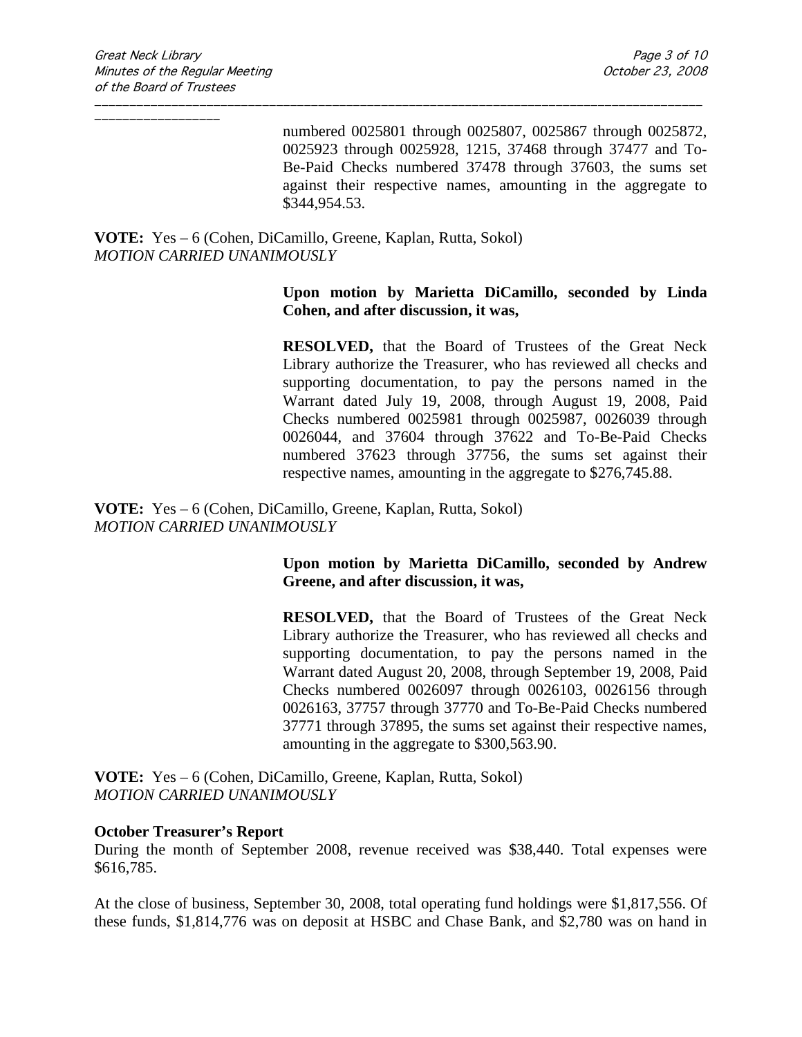numbered 0025801 through 0025807, 0025867 through 0025872, 0025923 through 0025928, 1215, 37468 through 37477 and To-Be-Paid Checks numbered 37478 through 37603, the sums set against their respective names, amounting in the aggregate to $344,954.53.

**VOTE:** Yes – 6 (Cohen, DiCamillo, Greene, Kaplan, Rutta, Sokol)
*MOTION CARRIED UNANIMOUSLY*

**Upon motion by Marietta DiCamillo, seconded by Linda Cohen, and after discussion, it was,**

**RESOLVED,** that the Board of Trustees of the Great Neck Library authorize the Treasurer, who has reviewed all checks and supporting documentation, to pay the persons named in the Warrant dated July 19, 2008, through August 19, 2008, Paid Checks numbered 0025981 through 0025987, 0026039 through 0026044, and 37604 through 37622 and To-Be-Paid Checks numbered 37623 through 37756, the sums set against their respective names, amounting in the aggregate to $276,745.88.

**VOTE:** Yes – 6 (Cohen, DiCamillo, Greene, Kaplan, Rutta, Sokol)
*MOTION CARRIED UNANIMOUSLY*

**Upon motion by Marietta DiCamillo, seconded by Andrew Greene, and after discussion, it was,**

**RESOLVED,** that the Board of Trustees of the Great Neck Library authorize the Treasurer, who has reviewed all checks and supporting documentation, to pay the persons named in the Warrant dated August 20, 2008, through September 19, 2008, Paid Checks numbered 0026097 through 0026103, 0026156 through 0026163, 37757 through 37770 and To-Be-Paid Checks numbered 37771 through 37895, the sums set against their respective names, amounting in the aggregate to $300,563.90.

**VOTE:** Yes – 6 (Cohen, DiCamillo, Greene, Kaplan, Rutta, Sokol)
*MOTION CARRIED UNANIMOUSLY*

**October Treasurer's Report**

During the month of September 2008, revenue received was $38,440. Total expenses were $616,785.

At the close of business, September 30, 2008, total operating fund holdings were $1,817,556. Of these funds, $1,814,776 was on deposit at HSBC and Chase Bank, and $2,780 was on hand in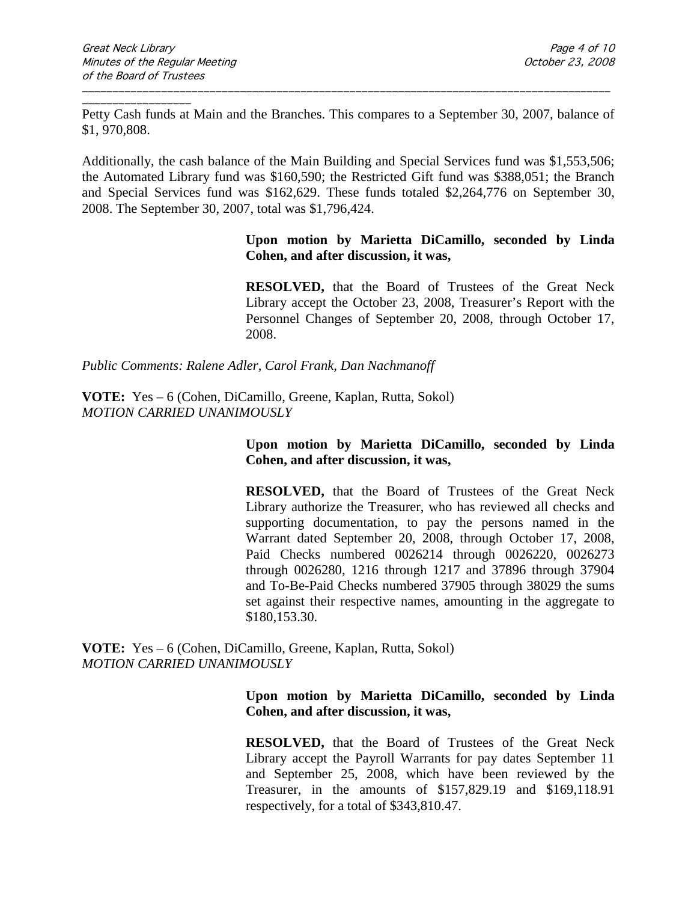Petty Cash funds at Main and the Branches. This compares to a September 30, 2007, balance of $1, 970,808.

Additionally, the cash balance of the Main Building and Special Services fund was $1,553,506; the Automated Library fund was $160,590; the Restricted Gift fund was $388,051; the Branch and Special Services fund was $162,629. These funds totaled $2,264,776 on September 30, 2008. The September 30, 2007, total was $1,796,424.

**Upon motion by Marietta DiCamillo, seconded by Linda Cohen, and after discussion, it was,**

**RESOLVED,** that the Board of Trustees of the Great Neck Library accept the October 23, 2008, Treasurer's Report with the Personnel Changes of September 20, 2008, through October 17, 2008.

*Public Comments: Ralene Adler, Carol Frank, Dan Nachmanoff*

**VOTE:** Yes – 6 (Cohen, DiCamillo, Greene, Kaplan, Rutta, Sokol)
*MOTION CARRIED UNANIMOUSLY*

**Upon motion by Marietta DiCamillo, seconded by Linda Cohen, and after discussion, it was,**

**RESOLVED,** that the Board of Trustees of the Great Neck Library authorize the Treasurer, who has reviewed all checks and supporting documentation, to pay the persons named in the Warrant dated September 20, 2008, through October 17, 2008, Paid Checks numbered 0026214 through 0026220, 0026273 through 0026280, 1216 through 1217 and 37896 through 37904 and To-Be-Paid Checks numbered 37905 through 38029 the sums set against their respective names, amounting in the aggregate to $180,153.30.

**VOTE:** Yes – 6 (Cohen, DiCamillo, Greene, Kaplan, Rutta, Sokol)
*MOTION CARRIED UNANIMOUSLY*

**Upon motion by Marietta DiCamillo, seconded by Linda Cohen, and after discussion, it was,**

**RESOLVED,** that the Board of Trustees of the Great Neck Library accept the Payroll Warrants for pay dates September 11 and September 25, 2008, which have been reviewed by the Treasurer, in the amounts of $157,829.19 and $169,118.91 respectively, for a total of $343,810.47.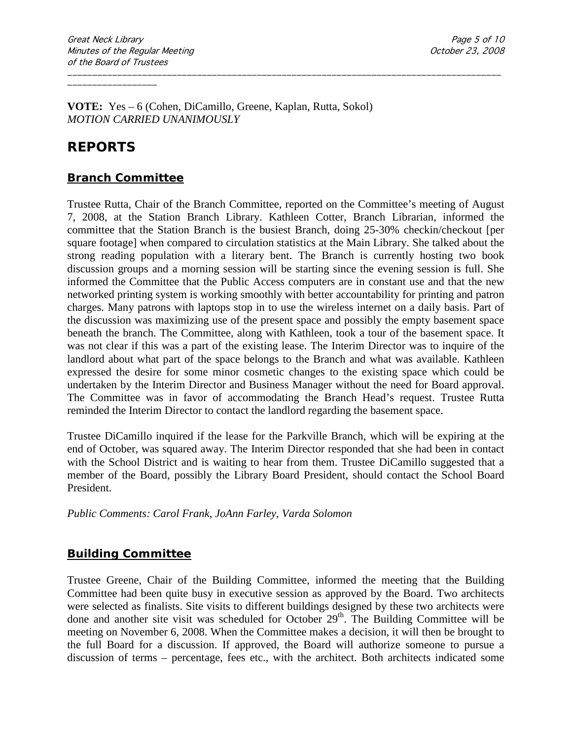**VOTE:** Yes – 6 (Cohen, DiCamillo, Greene, Kaplan, Rutta, Sokol)
*MOTION CARRIED UNANIMOUSLY*

# REPORTS

## Branch Committee

Trustee Rutta, Chair of the Branch Committee, reported on the Committee's meeting of August 7, 2008, at the Station Branch Library. Kathleen Cotter, Branch Librarian, informed the committee that the Station Branch is the busiest Branch, doing 25-30% checkin/checkout [per square footage] when compared to circulation statistics at the Main Library. She talked about the strong reading population with a literary bent. The Branch is currently hosting two book discussion groups and a morning session will be starting since the evening session is full. She informed the Committee that the Public Access computers are in constant use and that the new networked printing system is working smoothly with better accountability for printing and patron charges. Many patrons with laptops stop in to use the wireless internet on a daily basis. Part of the discussion was maximizing use of the present space and possibly the empty basement space beneath the branch. The Committee, along with Kathleen, took a tour of the basement space. It was not clear if this was a part of the existing lease. The Interim Director was to inquire of the landlord about what part of the space belongs to the Branch and what was available. Kathleen expressed the desire for some minor cosmetic changes to the existing space which could be undertaken by the Interim Director and Business Manager without the need for Board approval. The Committee was in favor of accommodating the Branch Head's request. Trustee Rutta reminded the Interim Director to contact the landlord regarding the basement space.

Trustee DiCamillo inquired if the lease for the Parkville Branch, which will be expiring at the end of October, was squared away. The Interim Director responded that she had been in contact with the School District and is waiting to hear from them. Trustee DiCamillo suggested that a member of the Board, possibly the Library Board President, should contact the School Board President.

*Public Comments: Carol Frank, JoAnn Farley, Varda Solomon*

## Building Committee

Trustee Greene, Chair of the Building Committee, informed the meeting that the Building Committee had been quite busy in executive session as approved by the Board. Two architects were selected as finalists. Site visits to different buildings designed by these two architects were done and another site visit was scheduled for October 29th. The Building Committee will be meeting on November 6, 2008. When the Committee makes a decision, it will then be brought to the full Board for a discussion. If approved, the Board will authorize someone to pursue a discussion of terms – percentage, fees etc., with the architect. Both architects indicated some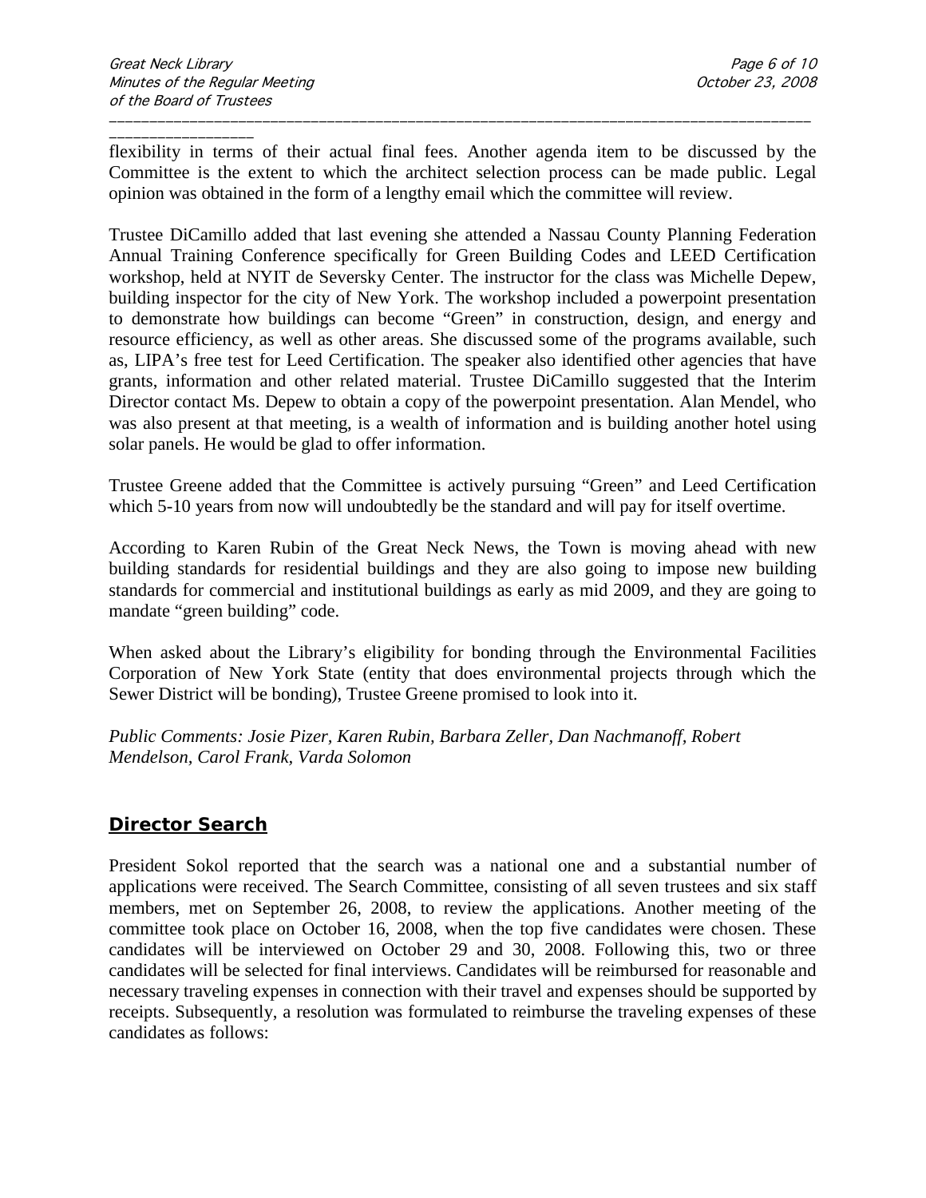flexibility in terms of their actual final fees. Another agenda item to be discussed by the Committee is the extent to which the architect selection process can be made public. Legal opinion was obtained in the form of a lengthy email which the committee will review.

Trustee DiCamillo added that last evening she attended a Nassau County Planning Federation Annual Training Conference specifically for Green Building Codes and LEED Certification workshop, held at NYIT de Seversky Center. The instructor for the class was Michelle Depew, building inspector for the city of New York. The workshop included a powerpoint presentation to demonstrate how buildings can become "Green" in construction, design, and energy and resource efficiency, as well as other areas. She discussed some of the programs available, such as, LIPA's free test for Leed Certification. The speaker also identified other agencies that have grants, information and other related material. Trustee DiCamillo suggested that the Interim Director contact Ms. Depew to obtain a copy of the powerpoint presentation. Alan Mendel, who was also present at that meeting, is a wealth of information and is building another hotel using solar panels. He would be glad to offer information.

Trustee Greene added that the Committee is actively pursuing "Green" and Leed Certification which 5-10 years from now will undoubtedly be the standard and will pay for itself overtime.

According to Karen Rubin of the Great Neck News, the Town is moving ahead with new building standards for residential buildings and they are also going to impose new building standards for commercial and institutional buildings as early as mid 2009, and they are going to mandate "green building" code.

When asked about the Library's eligibility for bonding through the Environmental Facilities Corporation of New York State (entity that does environmental projects through which the Sewer District will be bonding), Trustee Greene promised to look into it.

*Public Comments: Josie Pizer, Karen Rubin, Barbara Zeller, Dan Nachmanoff, Robert Mendelson, Carol Frank, Varda Solomon*

## Director Search

President Sokol reported that the search was a national one and a substantial number of applications were received. The Search Committee, consisting of all seven trustees and six staff members, met on September 26, 2008, to review the applications. Another meeting of the committee took place on October 16, 2008, when the top five candidates were chosen. These candidates will be interviewed on October 29 and 30, 2008. Following this, two or three candidates will be selected for final interviews. Candidates will be reimbursed for reasonable and necessary traveling expenses in connection with their travel and expenses should be supported by receipts. Subsequently, a resolution was formulated to reimburse the traveling expenses of these candidates as follows: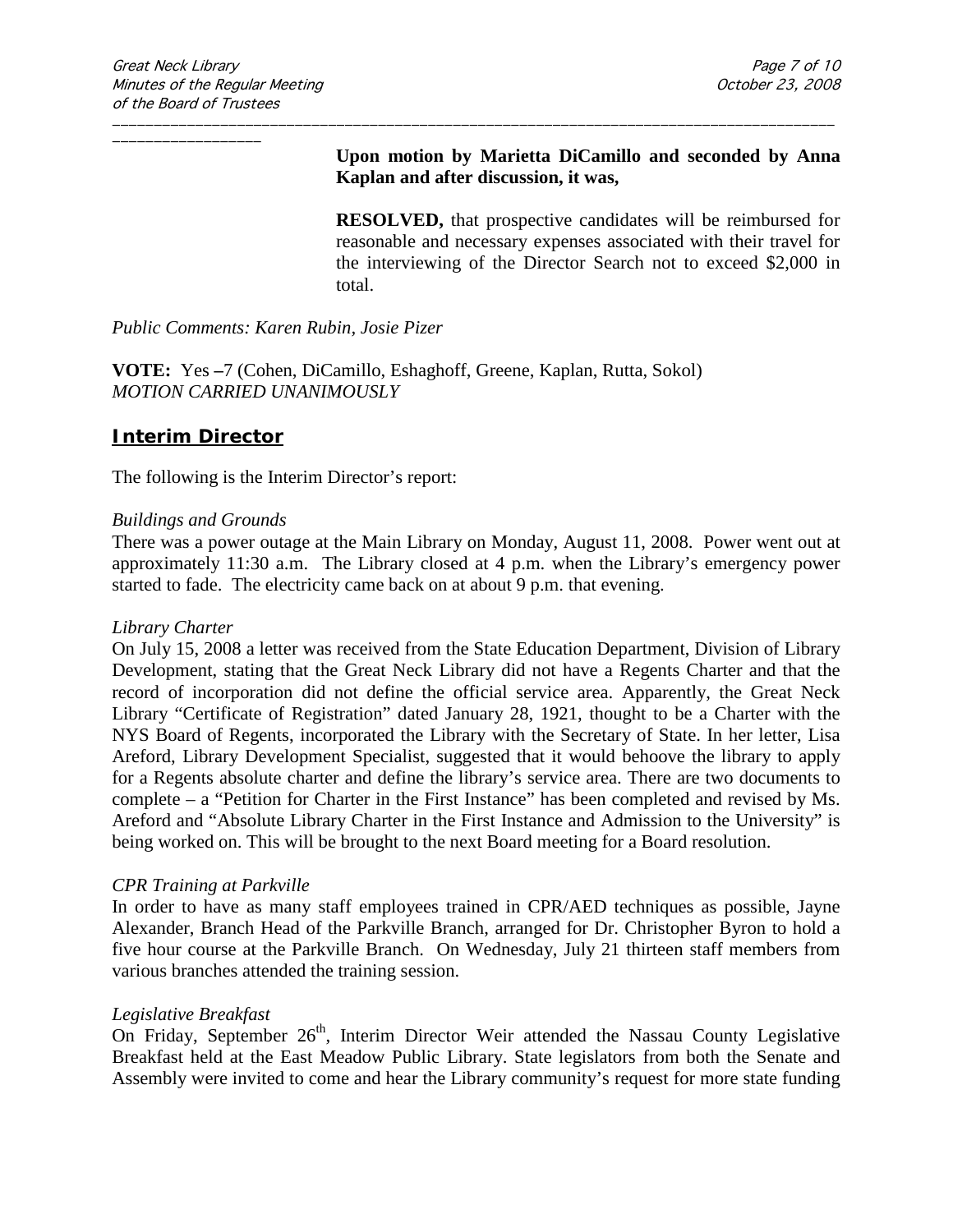**Upon motion by Marietta DiCamillo and seconded by Anna Kaplan and after discussion, it was,**

**RESOLVED,** that prospective candidates will be reimbursed for reasonable and necessary expenses associated with their travel for the interviewing of the Director Search not to exceed $2,000 in total.

*Public Comments: Karen Rubin, Josie Pizer*

**VOTE:** Yes –7 (Cohen, DiCamillo, Eshaghoff, Greene, Kaplan, Rutta, Sokol)
*MOTION CARRIED UNANIMOUSLY*

## Interim Director

The following is the Interim Director's report:

*Buildings and Grounds*
There was a power outage at the Main Library on Monday, August 11, 2008. Power went out at approximately 11:30 a.m. The Library closed at 4 p.m. when the Library's emergency power started to fade. The electricity came back on at about 9 p.m. that evening.

*Library Charter*
On July 15, 2008 a letter was received from the State Education Department, Division of Library Development, stating that the Great Neck Library did not have a Regents Charter and that the record of incorporation did not define the official service area. Apparently, the Great Neck Library "Certificate of Registration" dated January 28, 1921, thought to be a Charter with the NYS Board of Regents, incorporated the Library with the Secretary of State. In her letter, Lisa Areford, Library Development Specialist, suggested that it would behoove the library to apply for a Regents absolute charter and define the library's service area. There are two documents to complete – a "Petition for Charter in the First Instance" has been completed and revised by Ms. Areford and "Absolute Library Charter in the First Instance and Admission to the University" is being worked on. This will be brought to the next Board meeting for a Board resolution.

*CPR Training at Parkville*
In order to have as many staff employees trained in CPR/AED techniques as possible, Jayne Alexander, Branch Head of the Parkville Branch, arranged for Dr. Christopher Byron to hold a five hour course at the Parkville Branch. On Wednesday, July 21 thirteen staff members from various branches attended the training session.

*Legislative Breakfast*
On Friday, September 26th, Interim Director Weir attended the Nassau County Legislative Breakfast held at the East Meadow Public Library. State legislators from both the Senate and Assembly were invited to come and hear the Library community's request for more state funding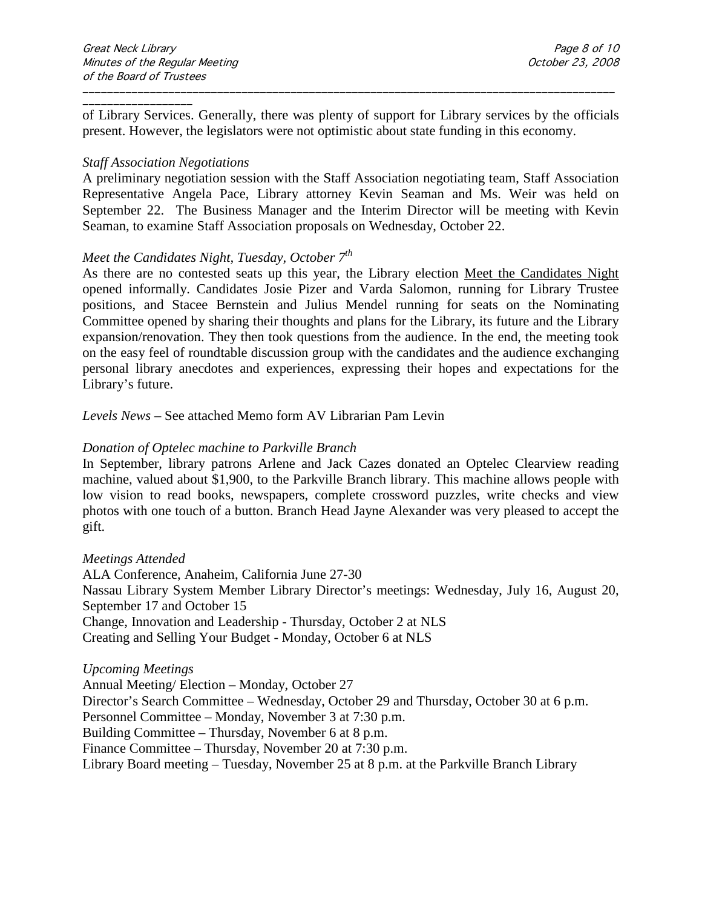of Library Services. Generally, there was plenty of support for Library services by the officials present. However, the legislators were not optimistic about state funding in this economy.

*Staff Association Negotiations*

A preliminary negotiation session with the Staff Association negotiating team, Staff Association Representative Angela Pace, Library attorney Kevin Seaman and Ms. Weir was held on September 22. The Business Manager and the Interim Director will be meeting with Kevin Seaman, to examine Staff Association proposals on Wednesday, October 22.

*Meet the Candidates Night, Tuesday, October 7th*

As there are no contested seats up this year, the Library election Meet the Candidates Night opened informally. Candidates Josie Pizer and Varda Salomon, running for Library Trustee positions, and Stacee Bernstein and Julius Mendel running for seats on the Nominating Committee opened by sharing their thoughts and plans for the Library, its future and the Library expansion/renovation. They then took questions from the audience. In the end, the meeting took on the easy feel of roundtable discussion group with the candidates and the audience exchanging personal library anecdotes and experiences, expressing their hopes and expectations for the Library's future.

*Levels News* – See attached Memo form AV Librarian Pam Levin

*Donation of Optelec machine to Parkville Branch*

In September, library patrons Arlene and Jack Cazes donated an Optelec Clearview reading machine, valued about $1,900, to the Parkville Branch library. This machine allows people with low vision to read books, newspapers, complete crossword puzzles, write checks and view photos with one touch of a button. Branch Head Jayne Alexander was very pleased to accept the gift.

*Meetings Attended*

ALA Conference, Anaheim, California June 27-30
Nassau Library System Member Library Director's meetings: Wednesday, July 16, August 20, September 17 and October 15
Change, Innovation and Leadership - Thursday, October 2 at NLS
Creating and Selling Your Budget - Monday, October 6 at NLS

*Upcoming Meetings*

Annual Meeting/ Election – Monday, October 27
Director's Search Committee – Wednesday, October 29 and Thursday, October 30 at 6 p.m.
Personnel Committee – Monday, November 3 at 7:30 p.m.
Building Committee – Thursday, November 6 at 8 p.m.
Finance Committee – Thursday, November 20 at 7:30 p.m.
Library Board meeting – Tuesday, November 25 at 8 p.m. at the Parkville Branch Library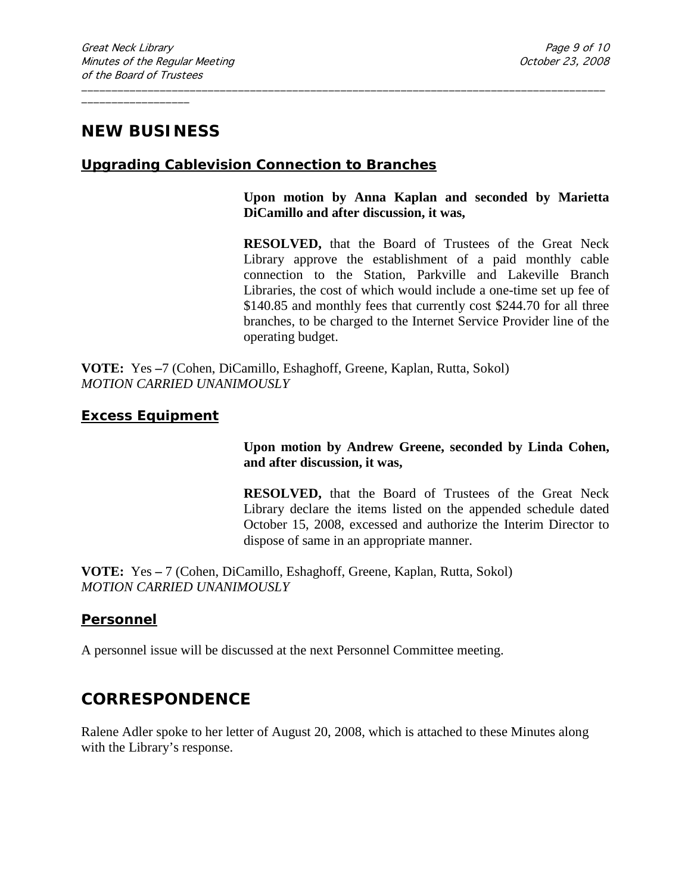## NEW BUSINESS

### Upgrading Cablevision Connection to Branches

**Upon motion by Anna Kaplan and seconded by Marietta DiCamillo and after discussion, it was,**

**RESOLVED,** that the Board of Trustees of the Great Neck Library approve the establishment of a paid monthly cable connection to the Station, Parkville and Lakeville Branch Libraries, the cost of which would include a one-time set up fee of $140.85 and monthly fees that currently cost $244.70 for all three branches, to be charged to the Internet Service Provider line of the operating budget.

**VOTE:** Yes –7 (Cohen, DiCamillo, Eshaghoff, Greene, Kaplan, Rutta, Sokol)
*MOTION CARRIED UNANIMOUSLY*

### Excess Equipment

**Upon motion by Andrew Greene, seconded by Linda Cohen, and after discussion, it was,**

**RESOLVED,** that the Board of Trustees of the Great Neck Library declare the items listed on the appended schedule dated October 15, 2008, excessed and authorize the Interim Director to dispose of same in an appropriate manner.

**VOTE:** Yes – 7 (Cohen, DiCamillo, Eshaghoff, Greene, Kaplan, Rutta, Sokol)
*MOTION CARRIED UNANIMOUSLY*

### Personnel

A personnel issue will be discussed at the next Personnel Committee meeting.

## CORRESPONDENCE

Ralene Adler spoke to her letter of August 20, 2008, which is attached to these Minutes along with the Library's response.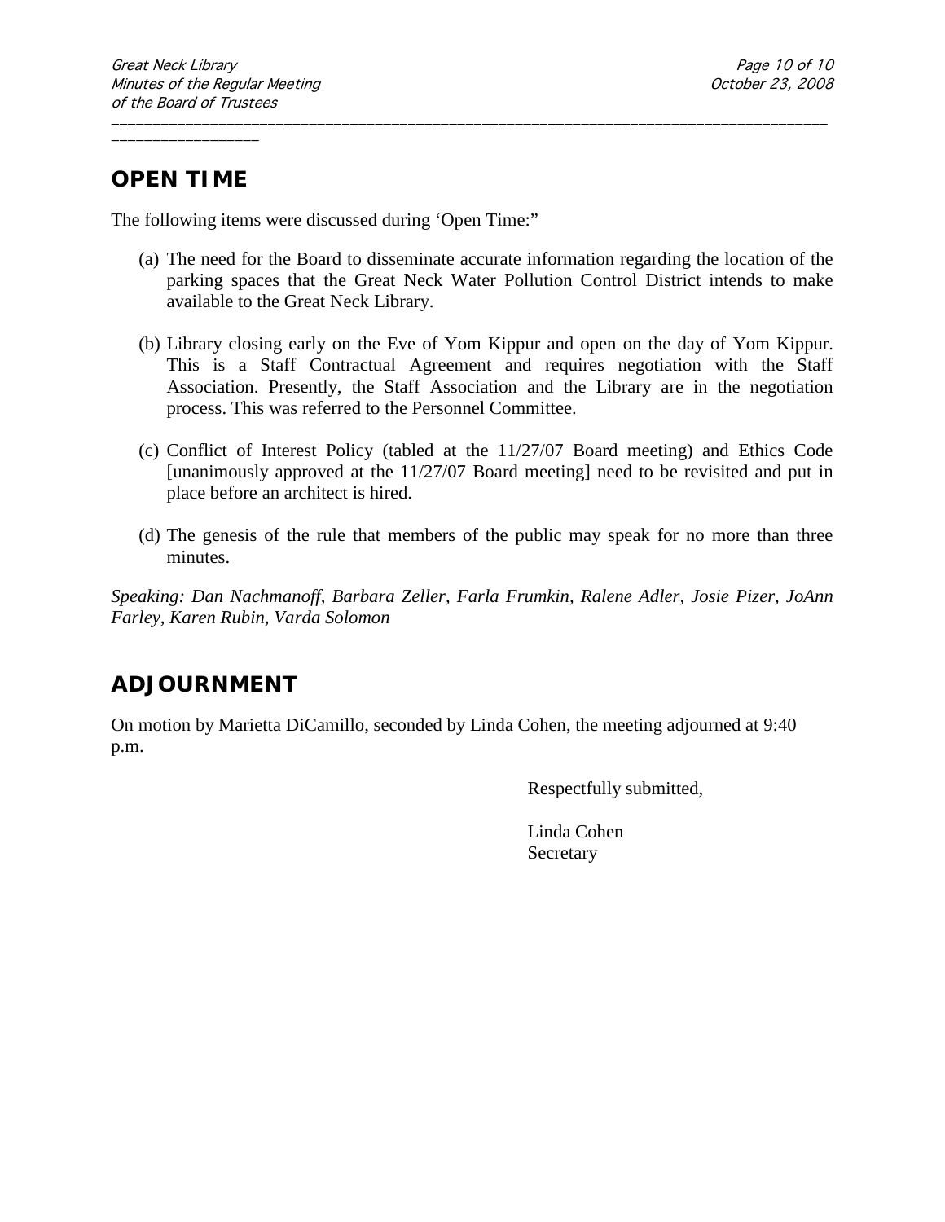## OPEN TIME

The following items were discussed during 'Open Time:"

(a) The need for the Board to disseminate accurate information regarding the location of the parking spaces that the Great Neck Water Pollution Control District intends to make available to the Great Neck Library.

(b) Library closing early on the Eve of Yom Kippur and open on the day of Yom Kippur. This is a Staff Contractual Agreement and requires negotiation with the Staff Association. Presently, the Staff Association and the Library are in the negotiation process. This was referred to the Personnel Committee.

(c) Conflict of Interest Policy (tabled at the 11/27/07 Board meeting) and Ethics Code [unanimously approved at the 11/27/07 Board meeting] need to be revisited and put in place before an architect is hired.

(d) The genesis of the rule that members of the public may speak for no more than three minutes.

*Speaking: Dan Nachmanoff, Barbara Zeller, Farla Frumkin, Ralene Adler, Josie Pizer, JoAnn Farley, Karen Rubin, Varda Solomon*

## ADJOURNMENT

On motion by Marietta DiCamillo, seconded by Linda Cohen, the meeting adjourned at 9:40 p.m.

Respectfully submitted,

Linda Cohen
Secretary